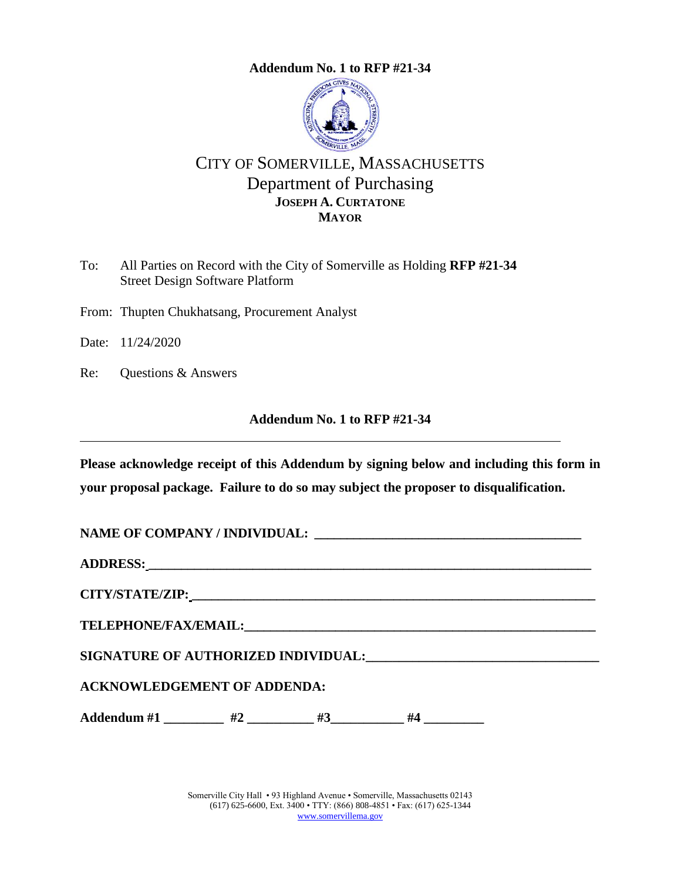**Addendum No. 1 to RFP #21-34**

# CITY OF SOMERVILLE, MASSACHUSETTS

## Department of Purchasing

**JOSEPH A. CURTATONE**
**MAYOR**

To: All Parties on Record with the City of Somerville as Holding **RFP #21-34** Street Design Software Platform

From: Thupten Chukhatsang, Procurement Analyst

Date: 11/24/2020

Re: Questions & Answers

**Addendum No. 1 to RFP #21-34**

---

**Please acknowledge receipt of this Addendum by signing below and including this form in your proposal package. Failure to do so may subject the proposer to disqualification.**

**NAME OF COMPANY / INDIVIDUAL:** ________________________________________

**ADDRESS:** ________________________________________________________________

**CITY/STATE/ZIP:** ___________________________________________________________

**TELEPHONE/FAX/EMAIL:** ____________________________________________________

**SIGNATURE OF AUTHORIZED INDIVIDUAL:** ______________________________

**ACKNOWLEDGEMENT OF ADDENDA:**

**Addendum #1** _________ **#2** __________ **#3** ___________ **#4** _________

Somerville City Hall • 93 Highland Avenue • Somerville, Massachusetts 02143
(617) 625-6600, Ext. 3400 • TTY: (866) 808-4851 • Fax: (617) 625-1344
www.somervillema.gov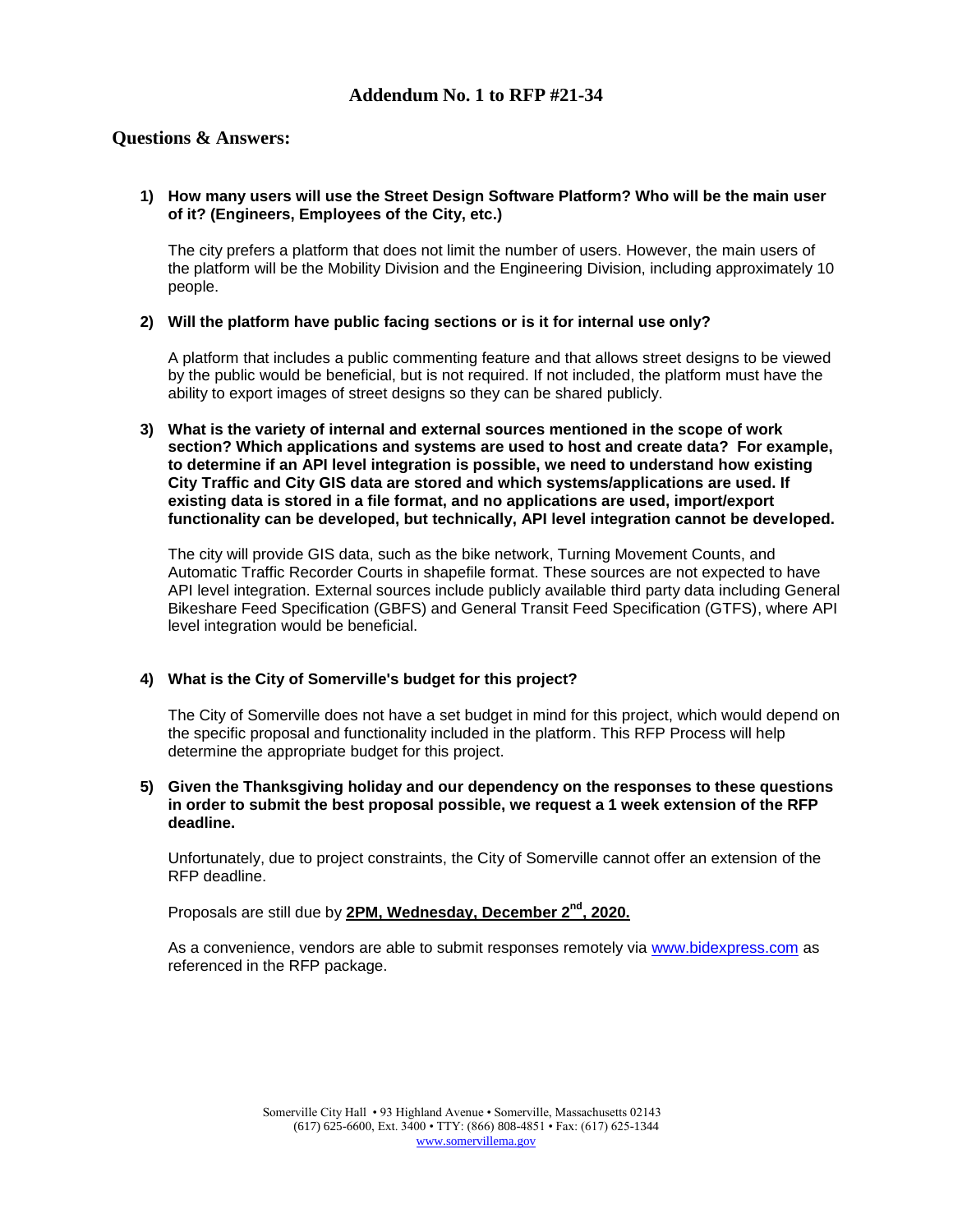## Addendum No. 1 to RFP #21-34

### Questions & Answers:

1) **How many users will use the Street Design Software Platform? Who will be the main user of it? (Engineers, Employees of the City, etc.)**

   The city prefers a platform that does not limit the number of users. However, the main users of the platform will be the Mobility Division and the Engineering Division, including approximately 10 people.

2) **Will the platform have public facing sections or is it for internal use only?**

   A platform that includes a public commenting feature and that allows street designs to be viewed by the public would be beneficial, but is not required. If not included, the platform must have the ability to export images of street designs so they can be shared publicly.

3) **What is the variety of internal and external sources mentioned in the scope of work section? Which applications and systems are used to host and create data? For example, to determine if an API level integration is possible, we need to understand how existing City Traffic and City GIS data are stored and which systems/applications are used. If existing data is stored in a file format, and no applications are used, import/export functionality can be developed, but technically, API level integration cannot be developed.**

   The city will provide GIS data, such as the bike network, Turning Movement Counts, and Automatic Traffic Recorder Courts in shapefile format. These sources are not expected to have API level integration. External sources include publicly available third party data including General Bikeshare Feed Specification (GBFS) and General Transit Feed Specification (GTFS), where API level integration would be beneficial.

4) **What is the City of Somerville's budget for this project?**

   The City of Somerville does not have a set budget in mind for this project, which would depend on the specific proposal and functionality included in the platform. This RFP Process will help determine the appropriate budget for this project.

5) **Given the Thanksgiving holiday and our dependency on the responses to these questions in order to submit the best proposal possible, we request a 1 week extension of the RFP deadline.**

   Unfortunately, due to project constraints, the City of Somerville cannot offer an extension of the RFP deadline.

   Proposals are still due by **2PM, Wednesday, December 2nd, 2020.**

   As a convenience, vendors are able to submit responses remotely via www.bidexpress.com as referenced in the RFP package.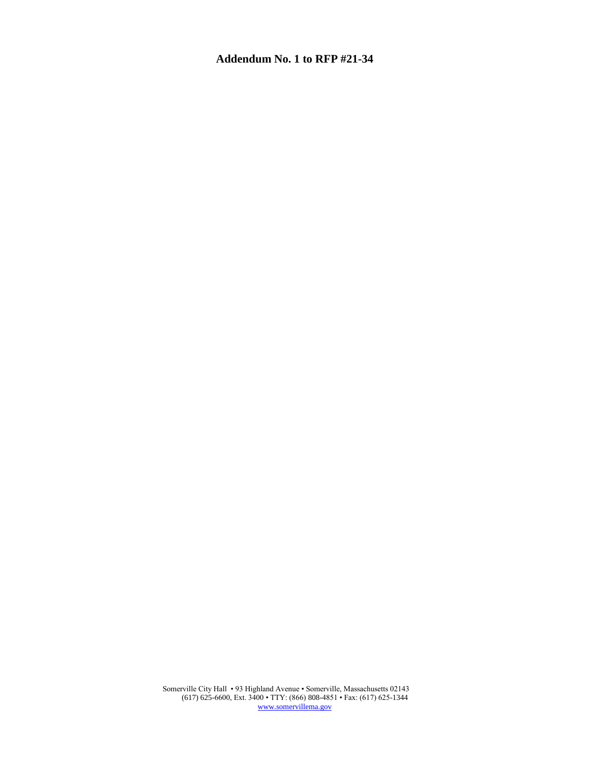**Addendum No. 1 to RFP #21-34**

Somerville City Hall • 93 Highland Avenue • Somerville, Massachusetts 02143
(617) 625-6600, Ext. 3400 • TTY: (866) 808-4851 • Fax: (617) 625-1344
www.somervillema.gov